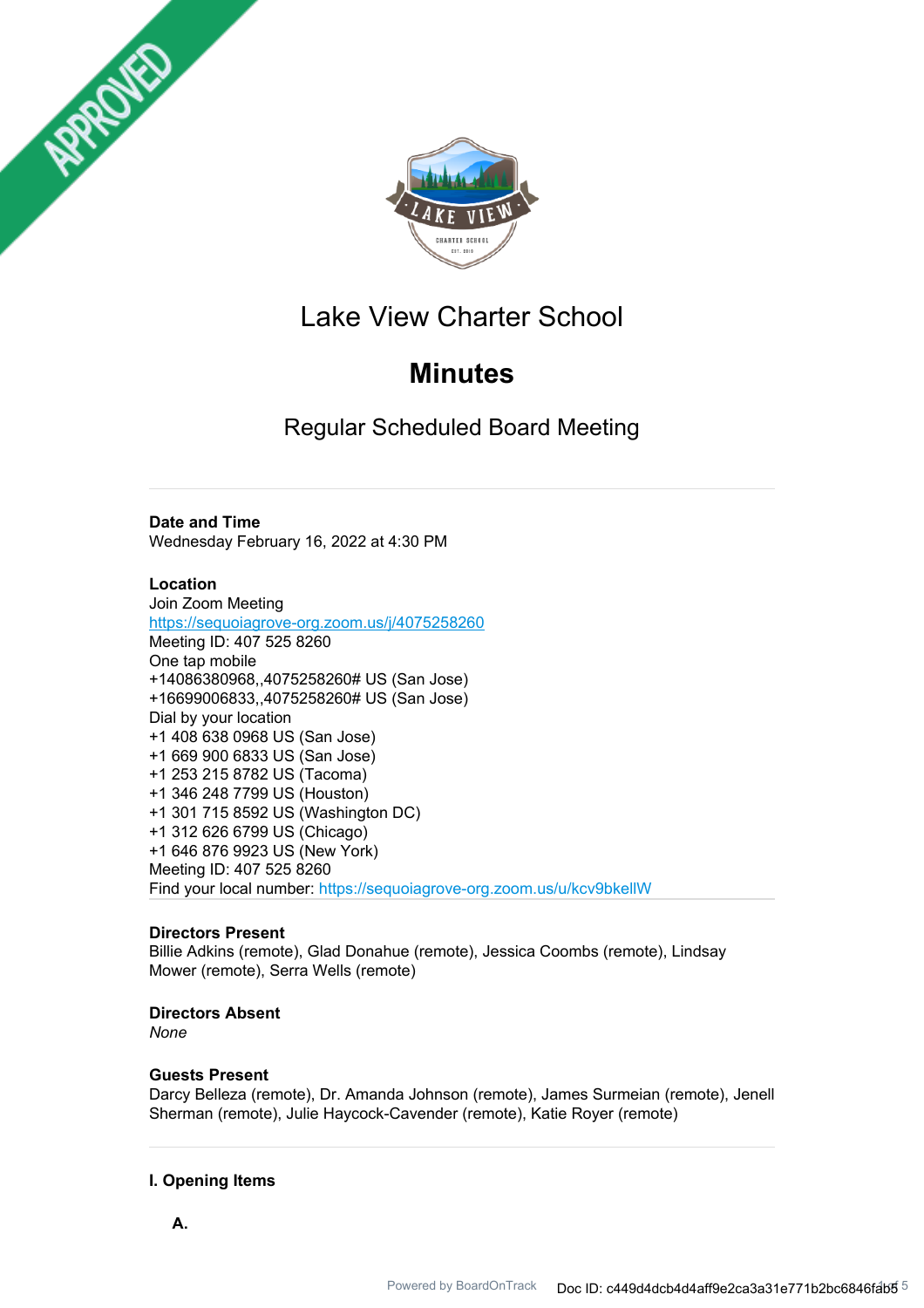# Lake View Charter School

## Minutes

### Regular Scheduled Board Meeting

**Date and Time**
Wednesday February 16, 2022 at 4:30 PM

**Location**
Join Zoom Meeting
https://sequoiagrove-org.zoom.us/j/4075258260
Meeting ID: 407 525 8260
One tap mobile
+14086380968,,4075258260# US (San Jose)
+16699006833,,4075258260# US (San Jose)
Dial by your location
+1 408 638 0968 US (San Jose)
+1 669 900 6833 US (San Jose)
+1 253 215 8782 US (Tacoma)
+1 346 248 7799 US (Houston)
+1 301 715 8592 US (Washington DC)
+1 312 626 6799 US (Chicago)
+1 646 876 9923 US (New York)
Meeting ID: 407 525 8260
Find your local number: https://sequoiagrove-org.zoom.us/u/kcv9bkellW

**Directors Present**
Billie Adkins (remote), Glad Donahue (remote), Jessica Coombs (remote), Lindsay Mower (remote), Serra Wells (remote)

**Directors Absent**
*None*

**Guests Present**
Darcy Belleza (remote), Dr. Amanda Johnson (remote), James Surmeian (remote), Jenell Sherman (remote), Julie Haycock-Cavender (remote), Katie Royer (remote)

**I. Opening Items**

**A.**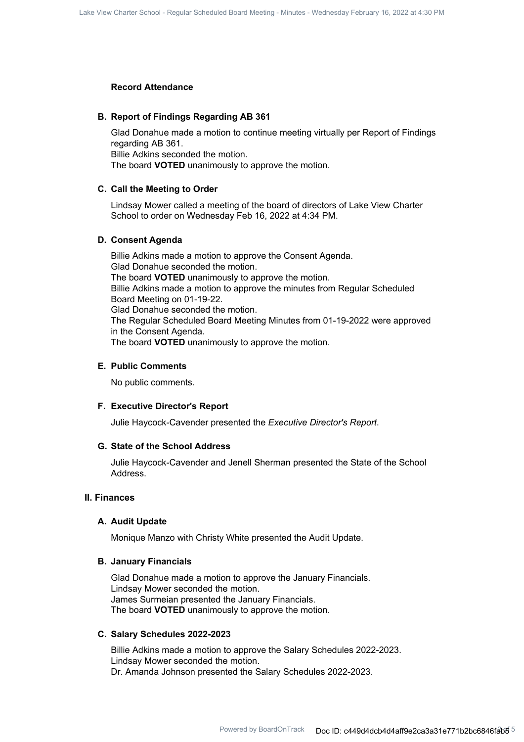**Record Attendance**

### B. Report of Findings Regarding AB 361

Glad Donahue made a motion to continue meeting virtually per Report of Findings regarding AB 361.
Billie Adkins seconded the motion.
The board **VOTED** unanimously to approve the motion.

### C. Call the Meeting to Order

Lindsay Mower called a meeting of the board of directors of Lake View Charter School to order on Wednesday Feb 16, 2022 at 4:34 PM.

### D. Consent Agenda

Billie Adkins made a motion to approve the Consent Agenda.
Glad Donahue seconded the motion.
The board **VOTED** unanimously to approve the motion.
Billie Adkins made a motion to approve the minutes from Regular Scheduled Board Meeting on 01-19-22.
Glad Donahue seconded the motion.
The Regular Scheduled Board Meeting Minutes from 01-19-2022 were approved in the Consent Agenda.
The board **VOTED** unanimously to approve the motion.

### E. Public Comments

No public comments.

### F. Executive Director's Report

Julie Haycock-Cavender presented the *Executive Director's Report*.

### G. State of the School Address

Julie Haycock-Cavender and Jenell Sherman presented the State of the School Address.

## II. Finances

### A. Audit Update

Monique Manzo with Christy White presented the Audit Update.

### B. January Financials

Glad Donahue made a motion to approve the January Financials.
Lindsay Mower seconded the motion.
James Surmeian presented the January Financials.
The board **VOTED** unanimously to approve the motion.

### C. Salary Schedules 2022-2023

Billie Adkins made a motion to approve the Salary Schedules 2022-2023.
Lindsay Mower seconded the motion.
Dr. Amanda Johnson presented the Salary Schedules 2022-2023.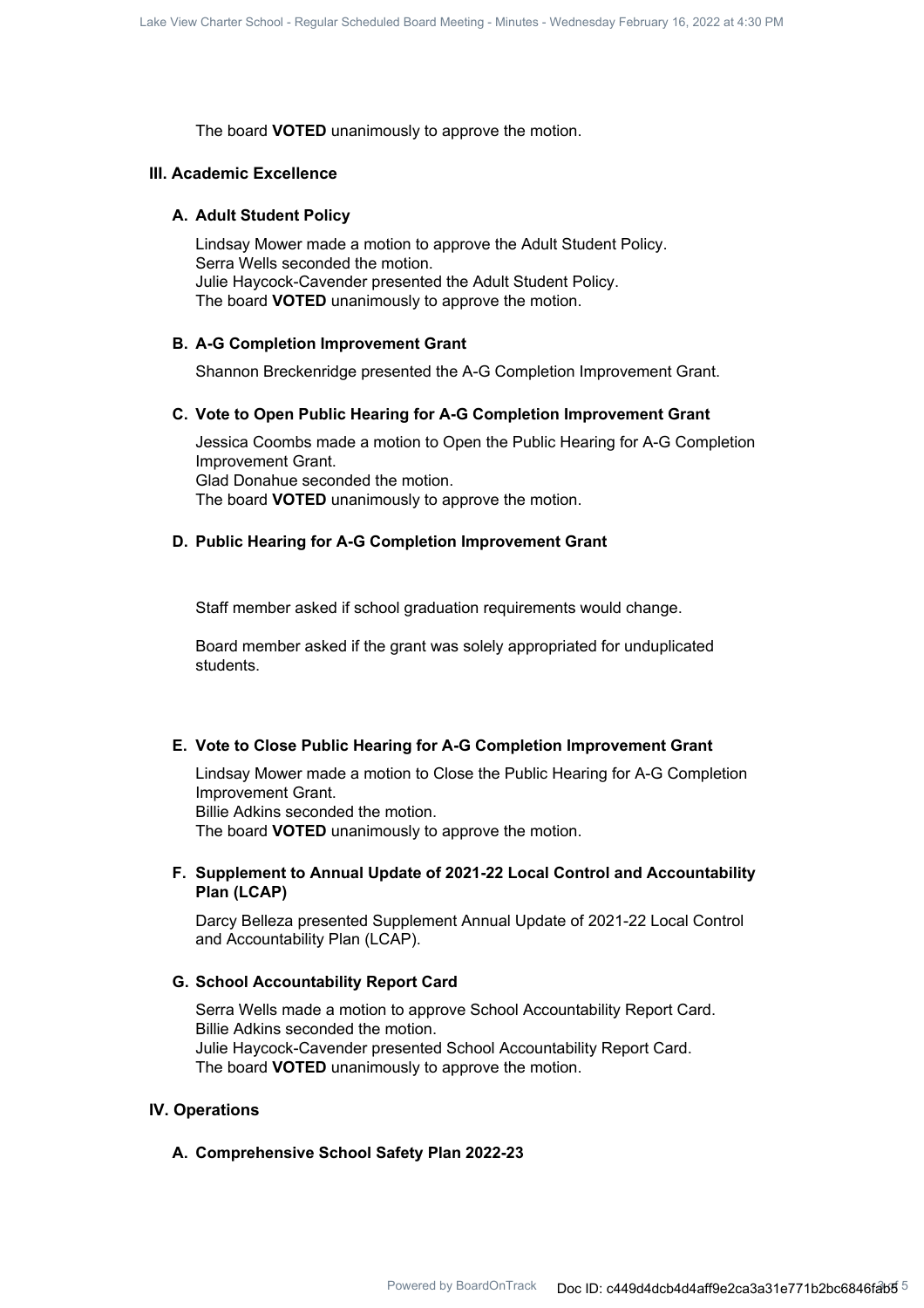The board **VOTED** unanimously to approve the motion.

## III. Academic Excellence

### A. Adult Student Policy

Lindsay Mower made a motion to approve the Adult Student Policy.
Serra Wells seconded the motion.
Julie Haycock-Cavender presented the Adult Student Policy.
The board **VOTED** unanimously to approve the motion.

### B. A-G Completion Improvement Grant

Shannon Breckenridge presented the A-G Completion Improvement Grant.

### C. Vote to Open Public Hearing for A-G Completion Improvement Grant

Jessica Coombs made a motion to Open the Public Hearing for A-G Completion Improvement Grant.
Glad Donahue seconded the motion.
The board **VOTED** unanimously to approve the motion.

### D. Public Hearing for A-G Completion Improvement Grant

Staff member asked if school graduation requirements would change.

Board member asked if the grant was solely appropriated for unduplicated students.

### E. Vote to Close Public Hearing for A-G Completion Improvement Grant

Lindsay Mower made a motion to Close the Public Hearing for A-G Completion Improvement Grant.
Billie Adkins seconded the motion.
The board **VOTED** unanimously to approve the motion.

### F. Supplement to Annual Update of 2021-22 Local Control and Accountability Plan (LCAP)

Darcy Belleza presented Supplement Annual Update of 2021-22 Local Control and Accountability Plan (LCAP).

### G. School Accountability Report Card

Serra Wells made a motion to approve School Accountability Report Card.
Billie Adkins seconded the motion.
Julie Haycock-Cavender presented School Accountability Report Card.
The board **VOTED** unanimously to approve the motion.

## IV. Operations

### A. Comprehensive School Safety Plan 2022-23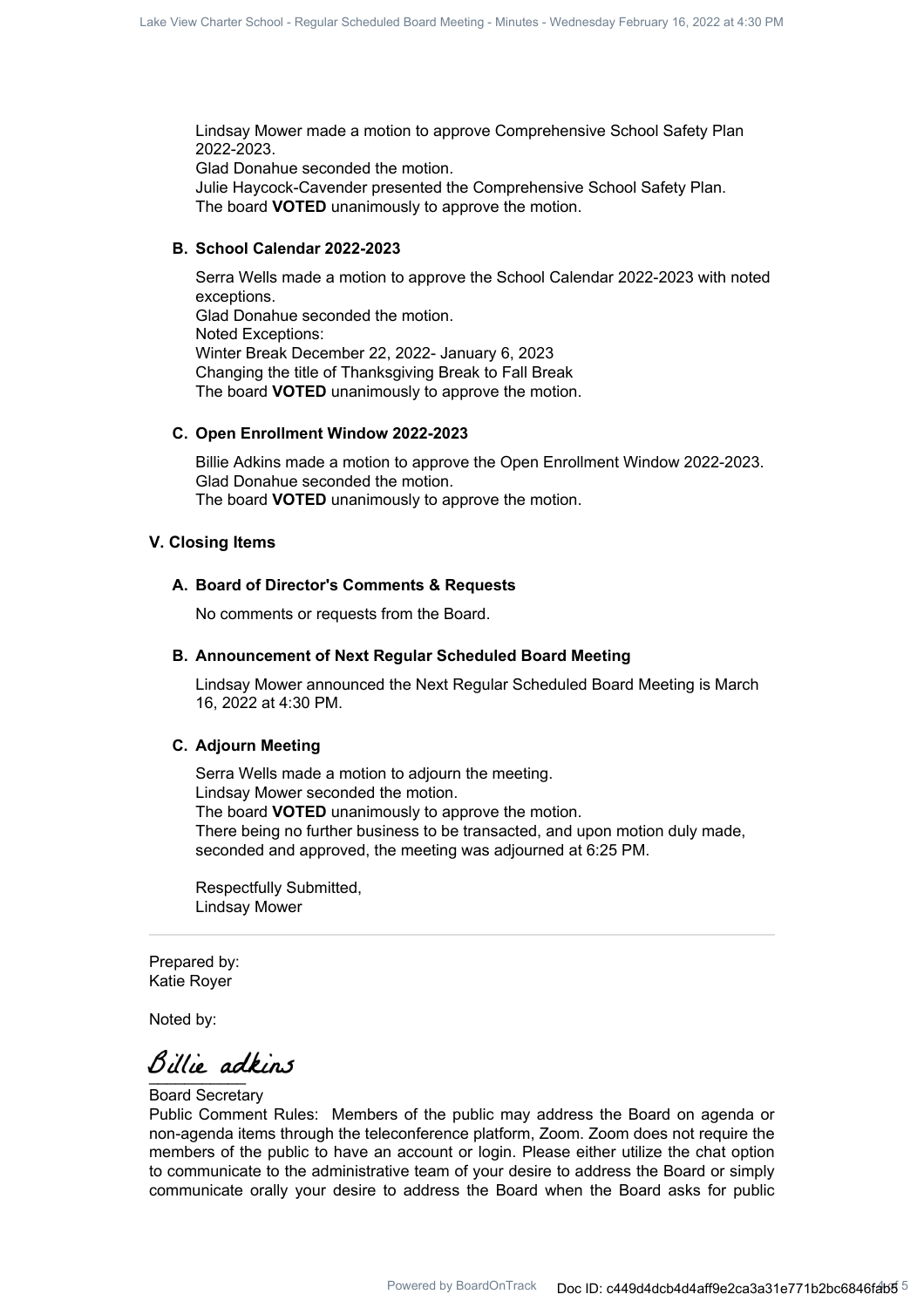Lindsay Mower made a motion to approve Comprehensive School Safety Plan 2022-2023.
Glad Donahue seconded the motion.
Julie Haycock-Cavender presented the Comprehensive School Safety Plan.
The board **VOTED** unanimously to approve the motion.

### B. School Calendar 2022-2023

Serra Wells made a motion to approve the School Calendar 2022-2023 with noted exceptions.
Glad Donahue seconded the motion.
Noted Exceptions:
Winter Break December 22, 2022- January 6, 2023
Changing the title of Thanksgiving Break to Fall Break
The board **VOTED** unanimously to approve the motion.

### C. Open Enrollment Window 2022-2023

Billie Adkins made a motion to approve the Open Enrollment Window 2022-2023.
Glad Donahue seconded the motion.
The board **VOTED** unanimously to approve the motion.

## V. Closing Items

### A. Board of Director's Comments & Requests

No comments or requests from the Board.

### B. Announcement of Next Regular Scheduled Board Meeting

Lindsay Mower announced the Next Regular Scheduled Board Meeting is March 16, 2022 at 4:30 PM.

### C. Adjourn Meeting

Serra Wells made a motion to adjourn the meeting.
Lindsay Mower seconded the motion.
The board **VOTED** unanimously to approve the motion.
There being no further business to be transacted, and upon motion duly made, seconded and approved, the meeting was adjourned at 6:25 PM.

Respectfully Submitted,
Lindsay Mower

---

Prepared by:
Katie Royer

Noted by:

Billie adkins
___________
Board Secretary

Public Comment Rules: Members of the public may address the Board on agenda or non-agenda items through the teleconference platform, Zoom. Zoom does not require the members of the public to have an account or login. Please either utilize the chat option to communicate to the administrative team of your desire to address the Board or simply communicate orally your desire to address the Board when the Board asks for public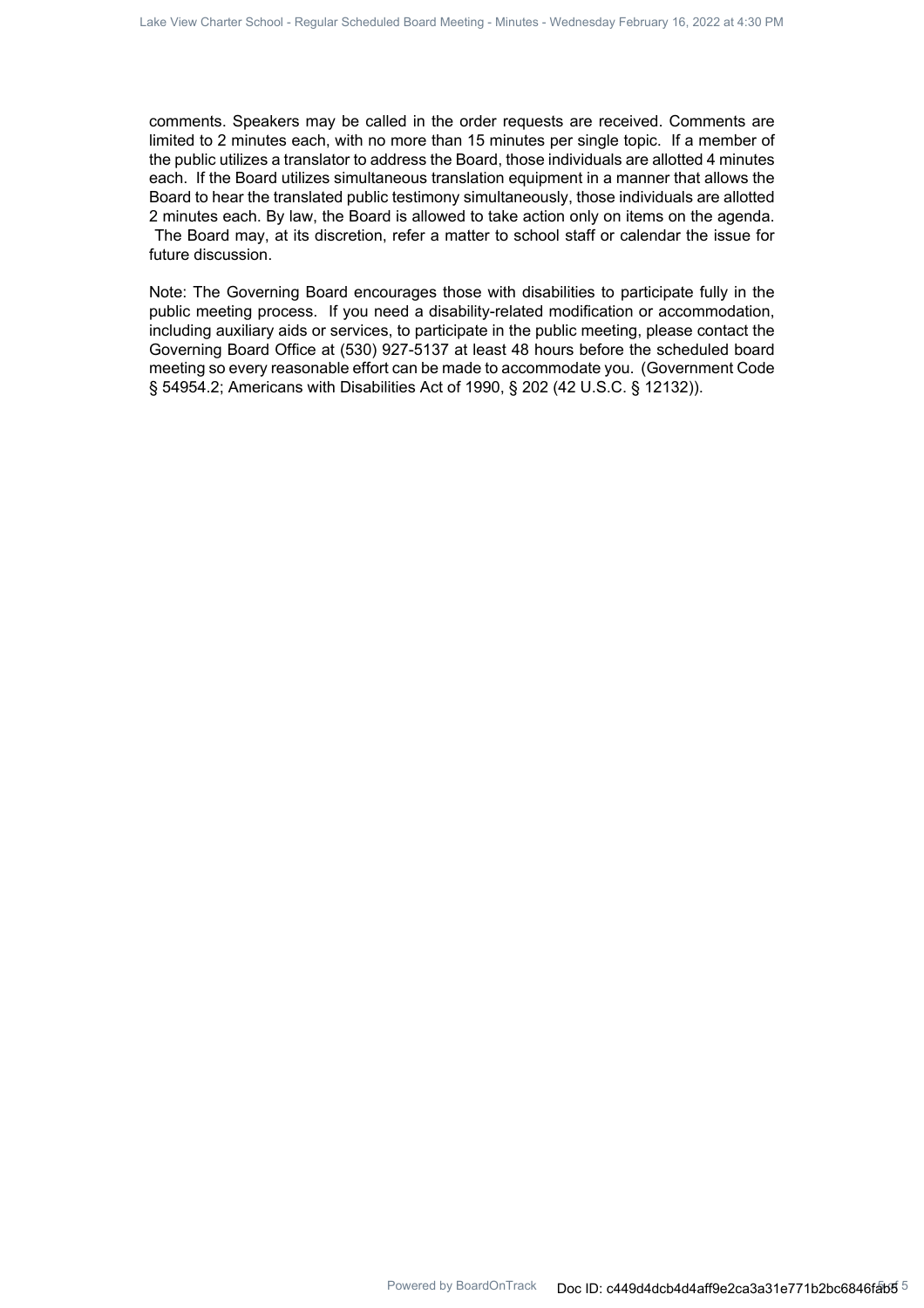comments. Speakers may be called in the order requests are received. Comments are limited to 2 minutes each, with no more than 15 minutes per single topic. If a member of the public utilizes a translator to address the Board, those individuals are allotted 4 minutes each. If the Board utilizes simultaneous translation equipment in a manner that allows the Board to hear the translated public testimony simultaneously, those individuals are allotted 2 minutes each. By law, the Board is allowed to take action only on items on the agenda. The Board may, at its discretion, refer a matter to school staff or calendar the issue for future discussion.

Note: The Governing Board encourages those with disabilities to participate fully in the public meeting process. If you need a disability-related modification or accommodation, including auxiliary aids or services, to participate in the public meeting, please contact the Governing Board Office at (530) 927-5137 at least 48 hours before the scheduled board meeting so every reasonable effort can be made to accommodate you. (Government Code § 54954.2; Americans with Disabilities Act of 1990, § 202 (42 U.S.C. § 12132)).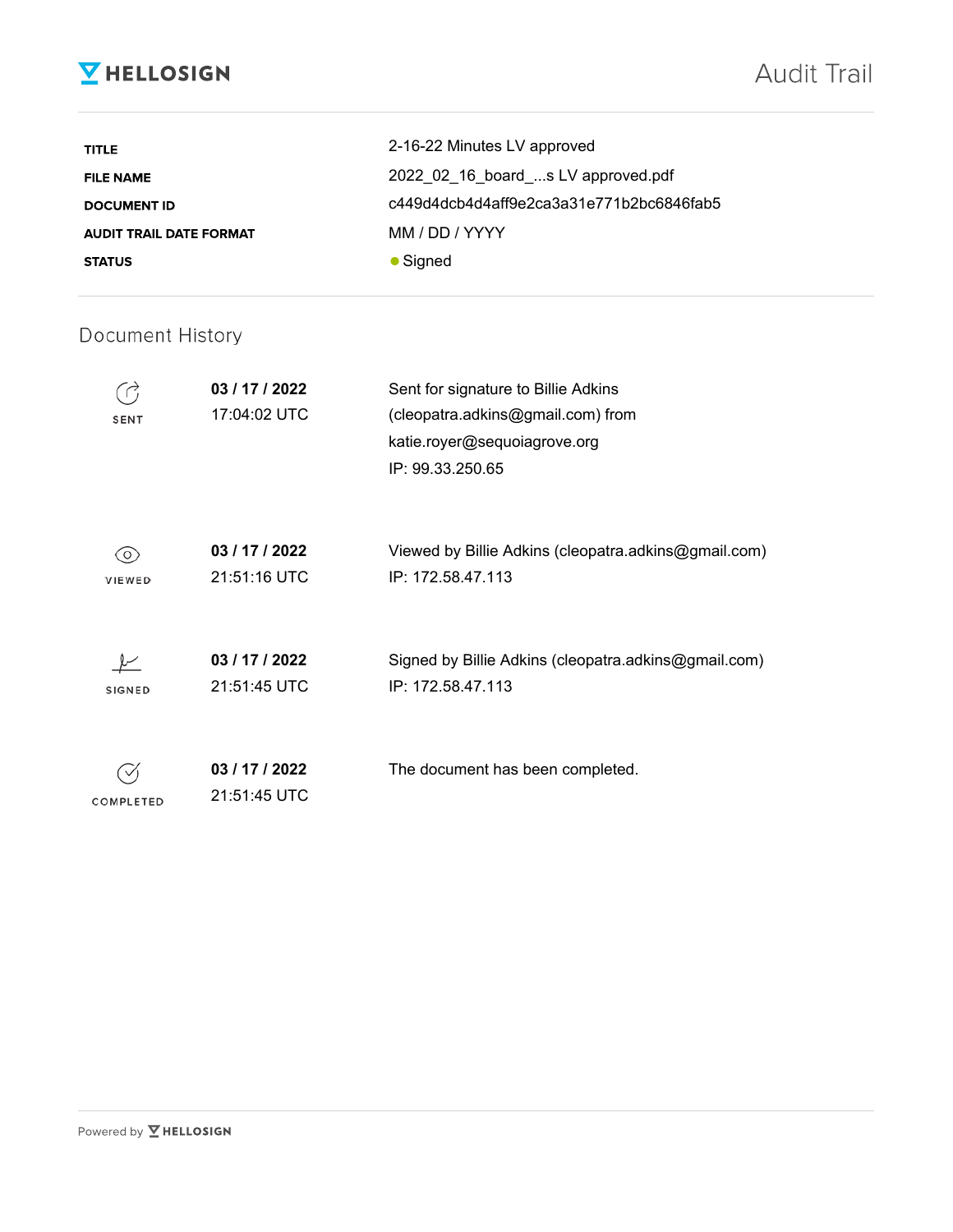# HELLOSIGN

## Audit Trail

| | |
|---|---|
| **TITLE** | 2-16-22 Minutes LV approved |
| **FILE NAME** | 2022_02_16_board_...s LV approved.pdf |
| **DOCUMENT ID** | c449d4dcb4d4aff9e2ca3a31e771b2bc6846fab5 |
| **AUDIT TRAIL DATE FORMAT** | MM / DD / YYYY |
| **STATUS** | ● Signed |

## Document History

| | | |
|---|---|---|
| SENT | **03 / 17 / 2022** 17:04:02 UTC | Sent for signature to Billie Adkins (cleopatra.adkins@gmail.com) from katie.royer@sequoiagrove.org IP: 99.33.250.65 |
| VIEWED | **03 / 17 / 2022** 21:51:16 UTC | Viewed by Billie Adkins (cleopatra.adkins@gmail.com) IP: 172.58.47.113 |
| SIGNED | **03 / 17 / 2022** 21:51:45 UTC | Signed by Billie Adkins (cleopatra.adkins@gmail.com) IP: 172.58.47.113 |
| COMPLETED | **03 / 17 / 2022** 21:51:45 UTC | The document has been completed. |

Powered by HELLOSIGN